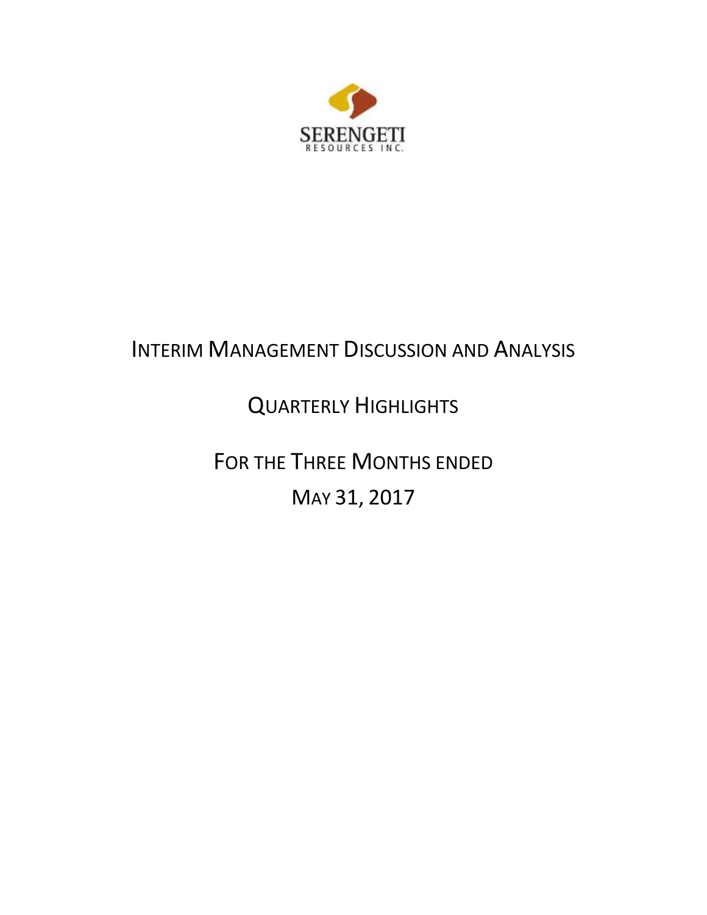SERENGETI
RESOURCES INC.

# INTERIM MANAGEMENT DISCUSSION AND ANALYSIS

## QUARTERLY HIGHLIGHTS

## FOR THE THREE MONTHS ENDED MAY 31, 2017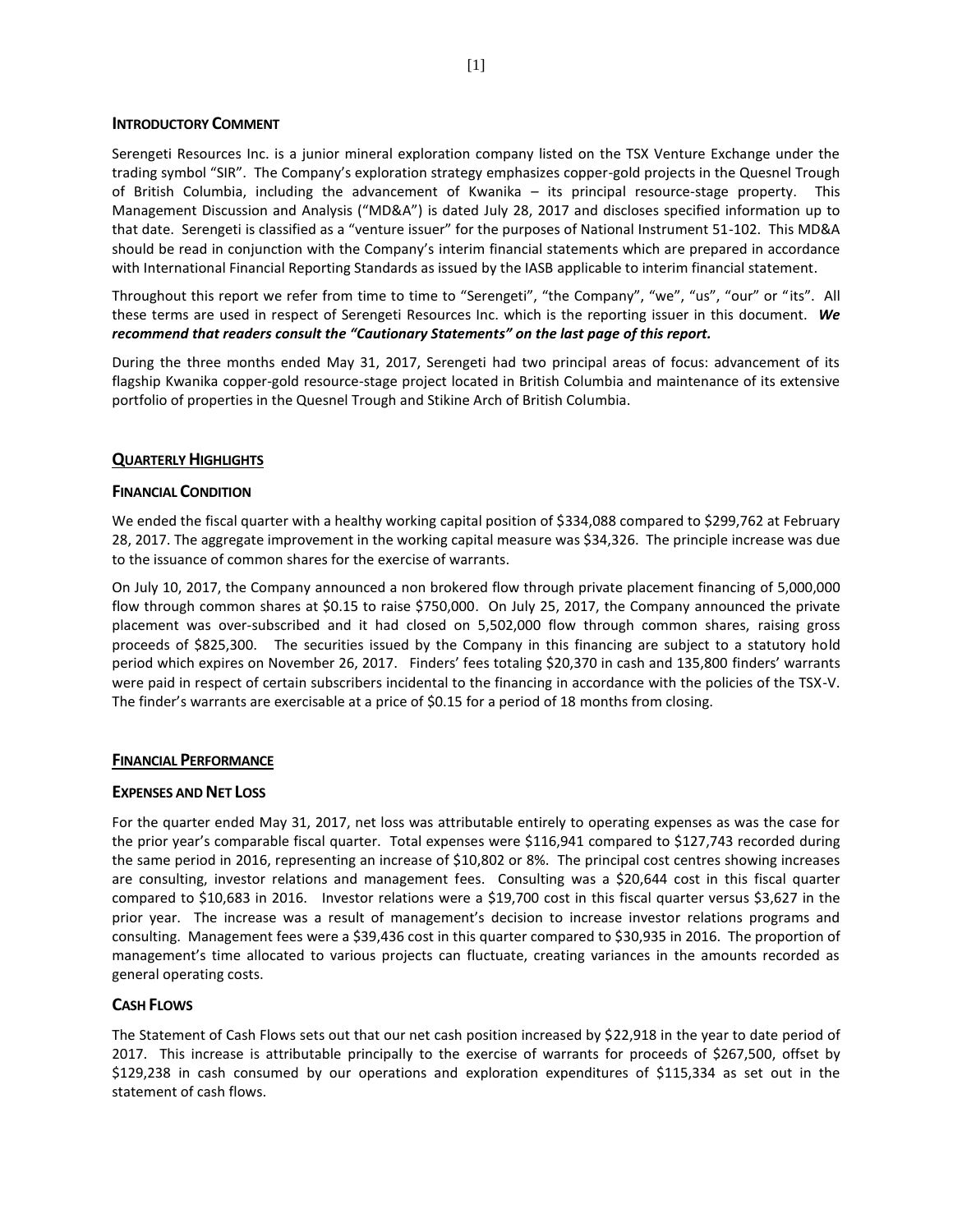## INTRODUCTORY COMMENT

Serengeti Resources Inc. is a junior mineral exploration company listed on the TSX Venture Exchange under the trading symbol "SIR". The Company's exploration strategy emphasizes copper-gold projects in the Quesnel Trough of British Columbia, including the advancement of Kwanika – its principal resource-stage property. This Management Discussion and Analysis ("MD&A") is dated July 28, 2017 and discloses specified information up to that date. Serengeti is classified as a "venture issuer" for the purposes of National Instrument 51-102. This MD&A should be read in conjunction with the Company's interim financial statements which are prepared in accordance with International Financial Reporting Standards as issued by the IASB applicable to interim financial statement.

Throughout this report we refer from time to time to "Serengeti", "the Company", "we", "us", "our" or "its". All these terms are used in respect of Serengeti Resources Inc. which is the reporting issuer in this document. ***We recommend that readers consult the "Cautionary Statements" on the last page of this report.***

During the three months ended May 31, 2017, Serengeti had two principal areas of focus: advancement of its flagship Kwanika copper-gold resource-stage project located in British Columbia and maintenance of its extensive portfolio of properties in the Quesnel Trough and Stikine Arch of British Columbia.

## QUARTERLY HIGHLIGHTS

### FINANCIAL CONDITION

We ended the fiscal quarter with a healthy working capital position of $334,088 compared to $299,762 at February 28, 2017. The aggregate improvement in the working capital measure was $34,326. The principle increase was due to the issuance of common shares for the exercise of warrants.

On July 10, 2017, the Company announced a non brokered flow through private placement financing of 5,000,000 flow through common shares at $0.15 to raise $750,000. On July 25, 2017, the Company announced the private placement was over-subscribed and it had closed on 5,502,000 flow through common shares, raising gross proceeds of $825,300. The securities issued by the Company in this financing are subject to a statutory hold period which expires on November 26, 2017. Finders' fees totaling $20,370 in cash and 135,800 finders' warrants were paid in respect of certain subscribers incidental to the financing in accordance with the policies of the TSX-V. The finder's warrants are exercisable at a price of $0.15 for a period of 18 months from closing.

## FINANCIAL PERFORMANCE

### EXPENSES AND NET LOSS

For the quarter ended May 31, 2017, net loss was attributable entirely to operating expenses as was the case for the prior year's comparable fiscal quarter. Total expenses were $116,941 compared to $127,743 recorded during the same period in 2016, representing an increase of $10,802 or 8%. The principal cost centres showing increases are consulting, investor relations and management fees. Consulting was a $20,644 cost in this fiscal quarter compared to $10,683 in 2016. Investor relations were a $19,700 cost in this fiscal quarter versus $3,627 in the prior year. The increase was a result of management's decision to increase investor relations programs and consulting. Management fees were a $39,436 cost in this quarter compared to $30,935 in 2016. The proportion of management's time allocated to various projects can fluctuate, creating variances in the amounts recorded as general operating costs.

### CASH FLOWS

The Statement of Cash Flows sets out that our net cash position increased by $22,918 in the year to date period of 2017. This increase is attributable principally to the exercise of warrants for proceeds of $267,500, offset by $129,238 in cash consumed by our operations and exploration expenditures of $115,334 as set out in the statement of cash flows.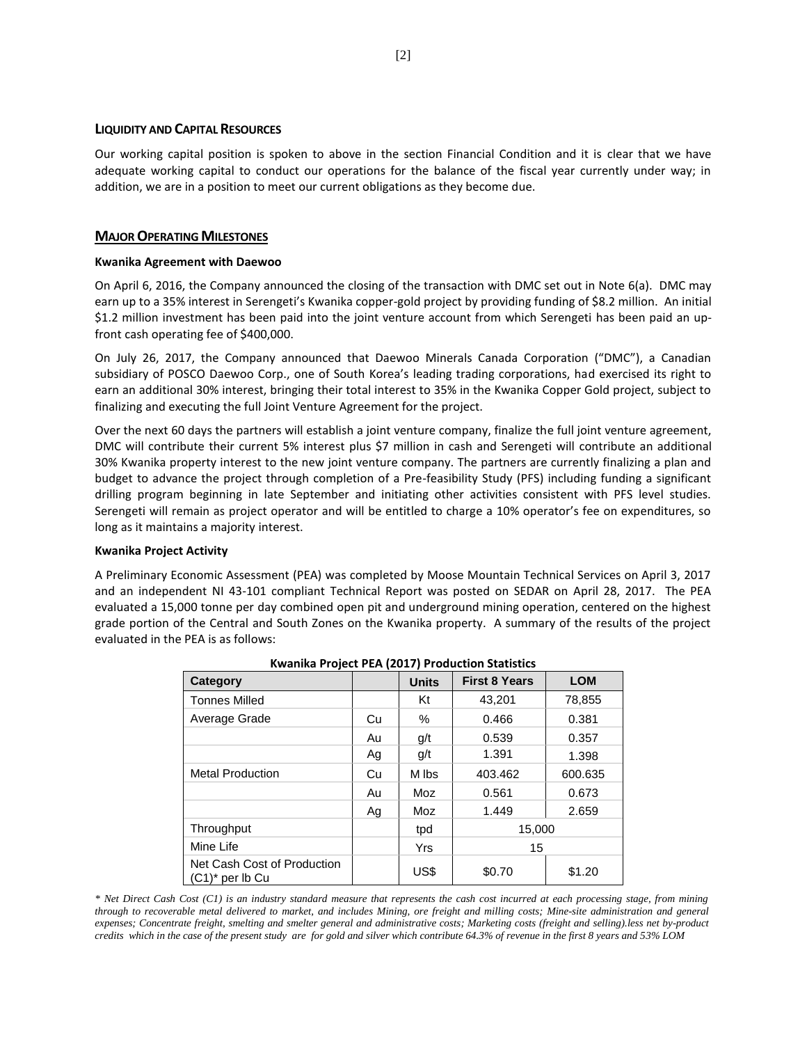## LIQUIDITY AND CAPITAL RESOURCES

Our working capital position is spoken to above in the section Financial Condition and it is clear that we have adequate working capital to conduct our operations for the balance of the fiscal year currently under way; in addition, we are in a position to meet our current obligations as they become due.

## MAJOR OPERATING MILESTONES

### Kwanika Agreement with Daewoo

On April 6, 2016, the Company announced the closing of the transaction with DMC set out in Note 6(a). DMC may earn up to a 35% interest in Serengeti's Kwanika copper-gold project by providing funding of $8.2 million. An initial $1.2 million investment has been paid into the joint venture account from which Serengeti has been paid an up-front cash operating fee of $400,000.

On July 26, 2017, the Company announced that Daewoo Minerals Canada Corporation ("DMC"), a Canadian subsidiary of POSCO Daewoo Corp., one of South Korea's leading trading corporations, had exercised its right to earn an additional 30% interest, bringing their total interest to 35% in the Kwanika Copper Gold project, subject to finalizing and executing the full Joint Venture Agreement for the project.

Over the next 60 days the partners will establish a joint venture company, finalize the full joint venture agreement, DMC will contribute their current 5% interest plus $7 million in cash and Serengeti will contribute an additional 30% Kwanika property interest to the new joint venture company. The partners are currently finalizing a plan and budget to advance the project through completion of a Pre-feasibility Study (PFS) including funding a significant drilling program beginning in late September and initiating other activities consistent with PFS level studies. Serengeti will remain as project operator and will be entitled to charge a 10% operator's fee on expenditures, so long as it maintains a majority interest.

### Kwanika Project Activity

A Preliminary Economic Assessment (PEA) was completed by Moose Mountain Technical Services on April 3, 2017 and an independent NI 43-101 compliant Technical Report was posted on SEDAR on April 28, 2017. The PEA evaluated a 15,000 tonne per day combined open pit and underground mining operation, centered on the highest grade portion of the Central and South Zones on the Kwanika property. A summary of the results of the project evaluated in the PEA is as follows:

**Kwanika Project PEA (2017) Production Statistics**

| Category | | Units | First 8 Years | LOM |
|---|---|---|---|---|
| Tonnes Milled | | Kt | 43,201 | 78,855 |
| Average Grade | Cu | % | 0.466 | 0.381 |
| | Au | g/t | 0.539 | 0.357 |
| | Ag | g/t | 1.391 | 1.398 |
| Metal Production | Cu | M lbs | 403.462 | 600.635 |
| | Au | Moz | 0.561 | 0.673 |
| | Ag | Moz | 1.449 | 2.659 |
| Throughput | | tpd | 15,000 | |
| Mine Life | | Yrs | 15 | |
| Net Cash Cost of Production (C1)* per lb Cu | | US$ | $0.70 | $1.20 |

*\* Net Direct Cash Cost (C1) is an industry standard measure that represents the cash cost incurred at each processing stage, from mining through to recoverable metal delivered to market, and includes Mining, ore freight and milling costs; Mine-site administration and general expenses; Concentrate freight, smelting and smelter general and administrative costs; Marketing costs (freight and selling).less net by-product credits which in the case of the present study are for gold and silver which contribute 64.3% of revenue in the first 8 years and 53% LOM*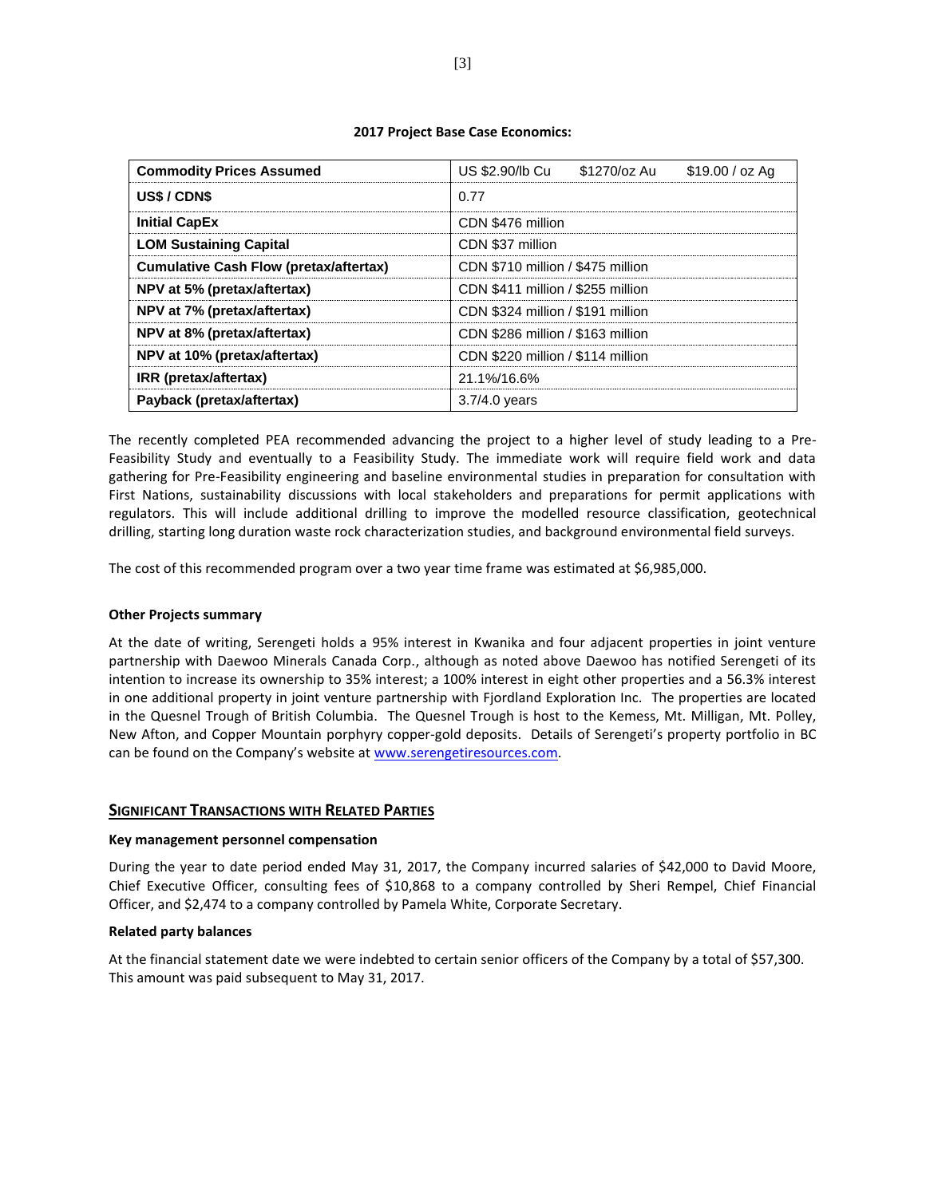**2017 Project Base Case Economics:**

| Commodity Prices Assumed | US $2.90/lb Cu $1270/oz Au $19.00 / oz Ag |
|---|---|
| **US$ / CDN$** | 0.77 |
| **Initial CapEx** | CDN $476 million |
| **LOM Sustaining Capital** | CDN $37 million |
| **Cumulative Cash Flow (pretax/aftertax)** | CDN $710 million / $475 million |
| **NPV at 5% (pretax/aftertax)** | CDN $411 million / $255 million |
| **NPV at 7% (pretax/aftertax)** | CDN $324 million / $191 million |
| **NPV at 8% (pretax/aftertax)** | CDN $286 million / $163 million |
| **NPV at 10% (pretax/aftertax)** | CDN $220 million / $114 million |
| **IRR (pretax/aftertax)** | 21.1%/16.6% |
| **Payback (pretax/aftertax)** | 3.7/4.0 years |

The recently completed PEA recommended advancing the project to a higher level of study leading to a Pre-Feasibility Study and eventually to a Feasibility Study. The immediate work will require field work and data gathering for Pre-Feasibility engineering and baseline environmental studies in preparation for consultation with First Nations, sustainability discussions with local stakeholders and preparations for permit applications with regulators. This will include additional drilling to improve the modelled resource classification, geotechnical drilling, starting long duration waste rock characterization studies, and background environmental field surveys.

The cost of this recommended program over a two year time frame was estimated at $6,985,000.

**Other Projects summary**

At the date of writing, Serengeti holds a 95% interest in Kwanika and four adjacent properties in joint venture partnership with Daewoo Minerals Canada Corp., although as noted above Daewoo has notified Serengeti of its intention to increase its ownership to 35% interest; a 100% interest in eight other properties and a 56.3% interest in one additional property in joint venture partnership with Fjordland Exploration Inc. The properties are located in the Quesnel Trough of British Columbia. The Quesnel Trough is host to the Kemess, Mt. Milligan, Mt. Polley, New Afton, and Copper Mountain porphyry copper-gold deposits. Details of Serengeti's property portfolio in BC can be found on the Company's website at www.serengetiresources.com.

## SIGNIFICANT TRANSACTIONS WITH RELATED PARTIES

**Key management personnel compensation**

During the year to date period ended May 31, 2017, the Company incurred salaries of $42,000 to David Moore, Chief Executive Officer, consulting fees of $10,868 to a company controlled by Sheri Rempel, Chief Financial Officer, and $2,474 to a company controlled by Pamela White, Corporate Secretary.

**Related party balances**

At the financial statement date we were indebted to certain senior officers of the Company by a total of $57,300. This amount was paid subsequent to May 31, 2017.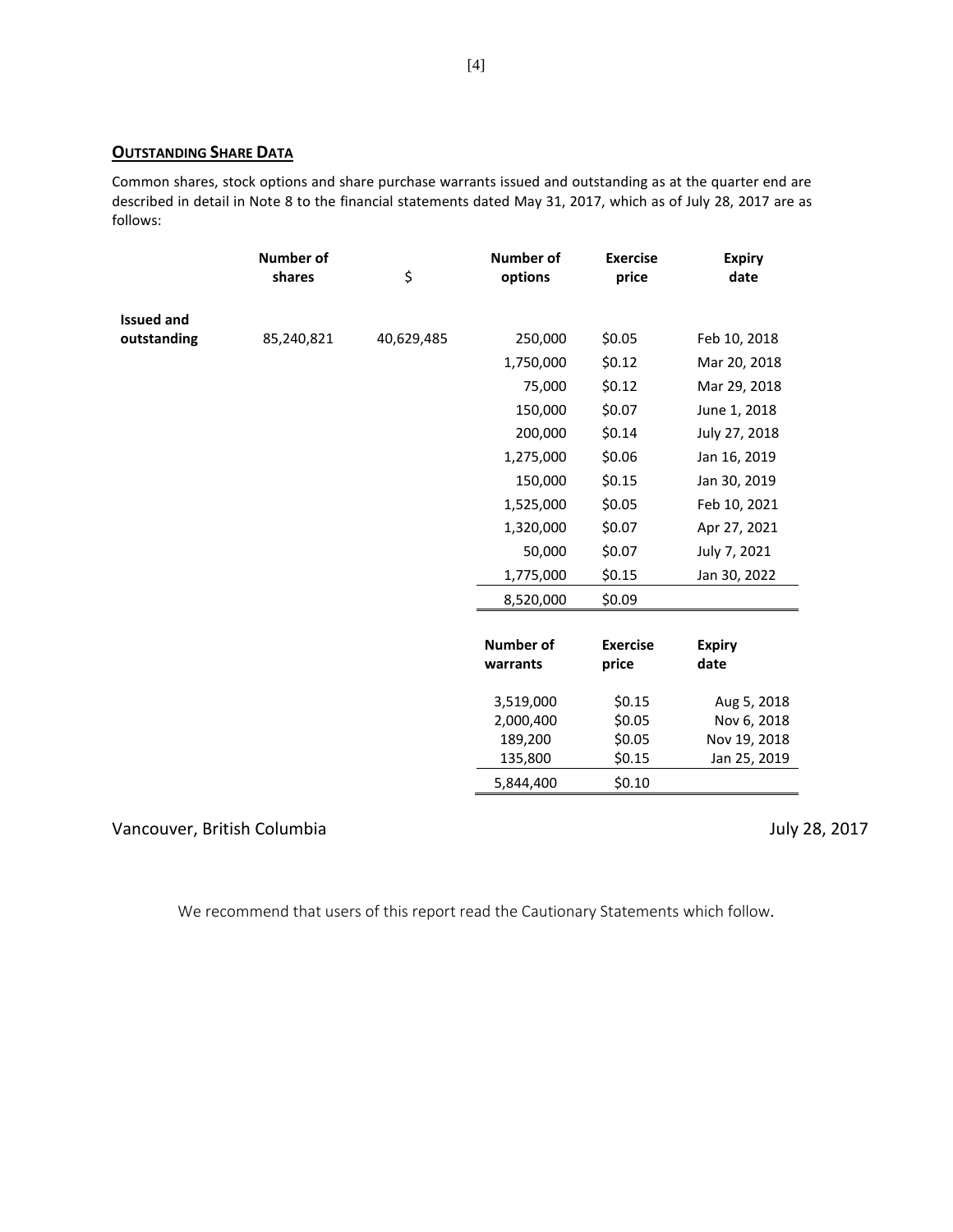## OUTSTANDING SHARE DATA

Common shares, stock options and share purchase warrants issued and outstanding as at the quarter end are described in detail in Note 8 to the financial statements dated May 31, 2017, which as of July 28, 2017 are as follows:

| | Number of shares | $ | Number of options | Exercise price | Expiry date |
|---|---|---|---|---|---|
| Issued and outstanding | 85,240,821 | 40,629,485 | 250,000 | $0.05 | Feb 10, 2018 |
| | | | 1,750,000 | $0.12 | Mar 20, 2018 |
| | | | 75,000 | $0.12 | Mar 29, 2018 |
| | | | 150,000 | $0.07 | June 1, 2018 |
| | | | 200,000 | $0.14 | July 27, 2018 |
| | | | 1,275,000 | $0.06 | Jan 16, 2019 |
| | | | 150,000 | $0.15 | Jan 30, 2019 |
| | | | 1,525,000 | $0.05 | Feb 10, 2021 |
| | | | 1,320,000 | $0.07 | Apr 27, 2021 |
| | | | 50,000 | $0.07 | July 7, 2021 |
| | | | 1,775,000 | $0.15 | Jan 30, 2022 |
| | | | 8,520,000 | $0.09 | |

| Number of warrants | Exercise price | Expiry date |
|---|---|---|
| 3,519,000 | $0.15 | Aug 5, 2018 |
| 2,000,400 | $0.05 | Nov 6, 2018 |
| 189,200 | $0.05 | Nov 19, 2018 |
| 135,800 | $0.15 | Jan 25, 2019 |
| 5,844,400 | $0.10 | |

Vancouver, British Columbia

July 28, 2017

We recommend that users of this report read the Cautionary Statements which follow.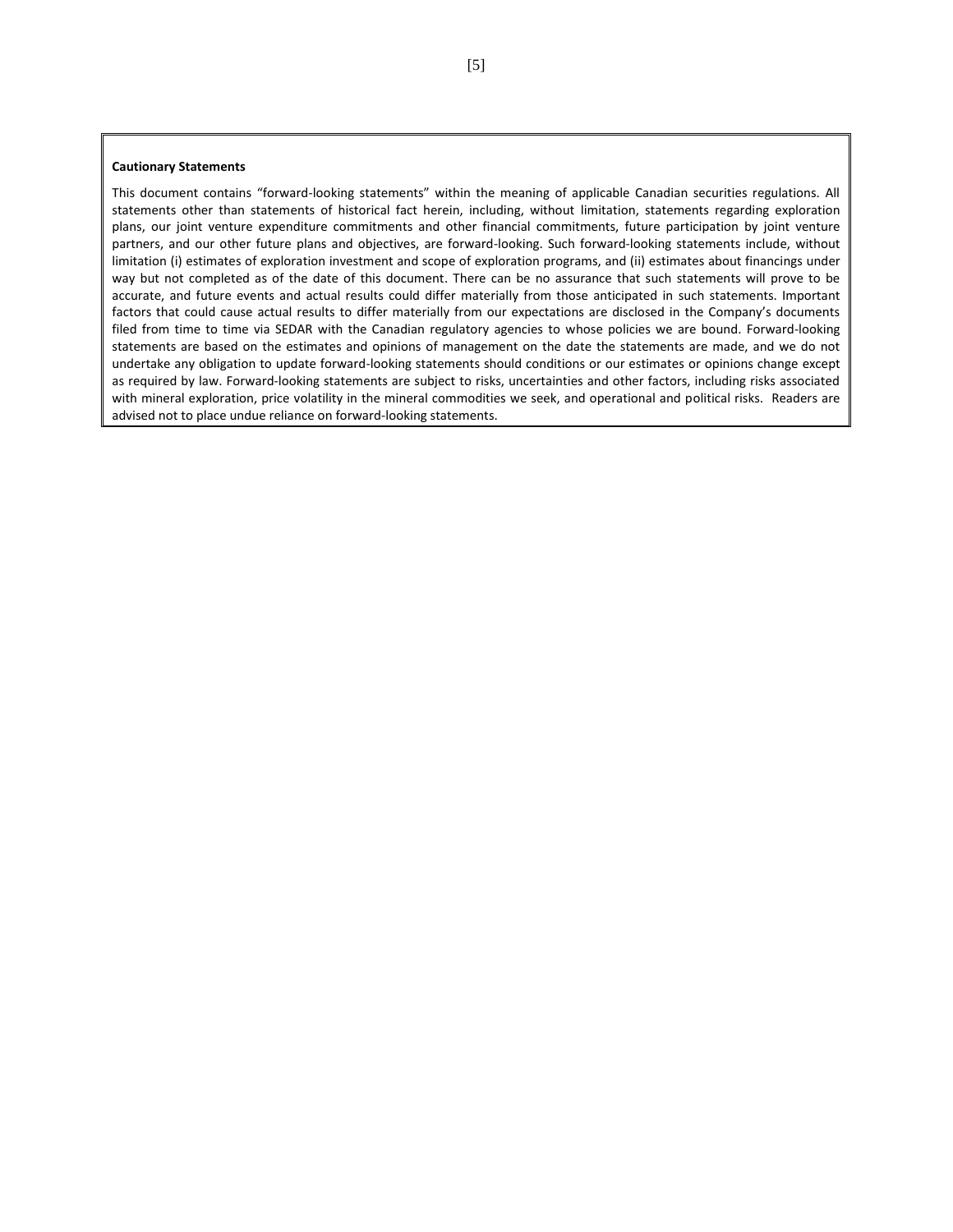**Cautionary Statements**

This document contains "forward-looking statements" within the meaning of applicable Canadian securities regulations. All statements other than statements of historical fact herein, including, without limitation, statements regarding exploration plans, our joint venture expenditure commitments and other financial commitments, future participation by joint venture partners, and our other future plans and objectives, are forward-looking. Such forward-looking statements include, without limitation (i) estimates of exploration investment and scope of exploration programs, and (ii) estimates about financings under way but not completed as of the date of this document. There can be no assurance that such statements will prove to be accurate, and future events and actual results could differ materially from those anticipated in such statements. Important factors that could cause actual results to differ materially from our expectations are disclosed in the Company's documents filed from time to time via SEDAR with the Canadian regulatory agencies to whose policies we are bound. Forward-looking statements are based on the estimates and opinions of management on the date the statements are made, and we do not undertake any obligation to update forward-looking statements should conditions or our estimates or opinions change except as required by law. Forward-looking statements are subject to risks, uncertainties and other factors, including risks associated with mineral exploration, price volatility in the mineral commodities we seek, and operational and political risks. Readers are advised not to place undue reliance on forward-looking statements.